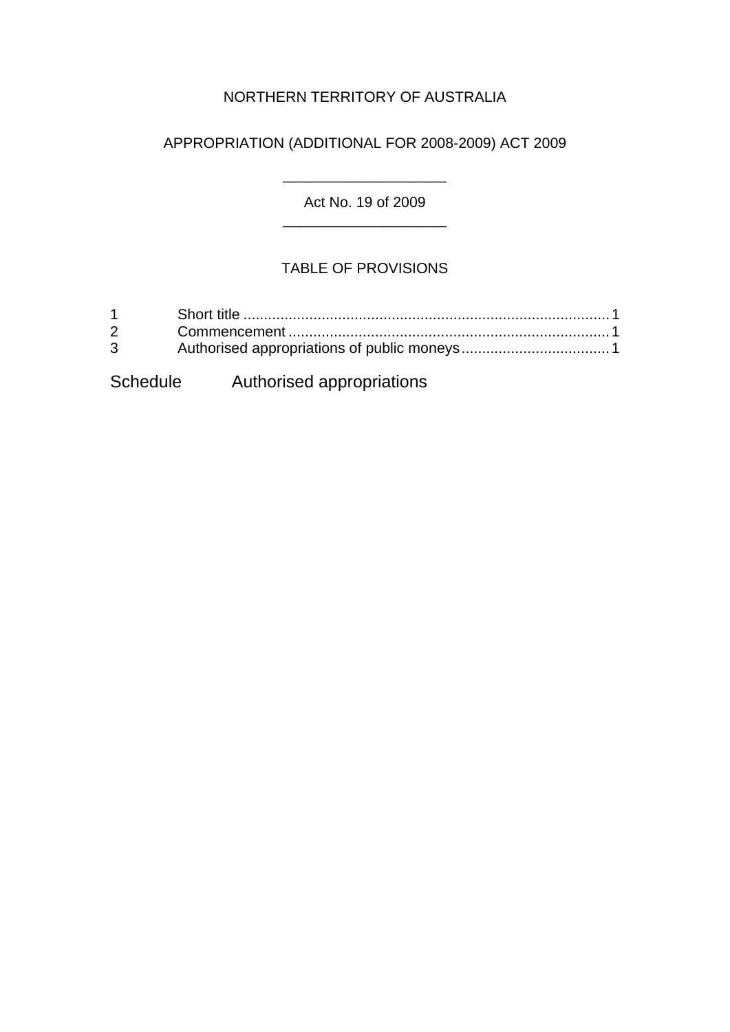NORTHERN TERRITORY OF AUSTRALIA

# APPROPRIATION (ADDITIONAL FOR 2008-2009) ACT 2009

---

Act No. 19 of 2009

---

## TABLE OF PROVISIONS

1 Short title ........................................................................................ 1
2 Commencement ............................................................................. 1
3 Authorised appropriations of public moneys.................................... 1

Schedule Authorised appropriations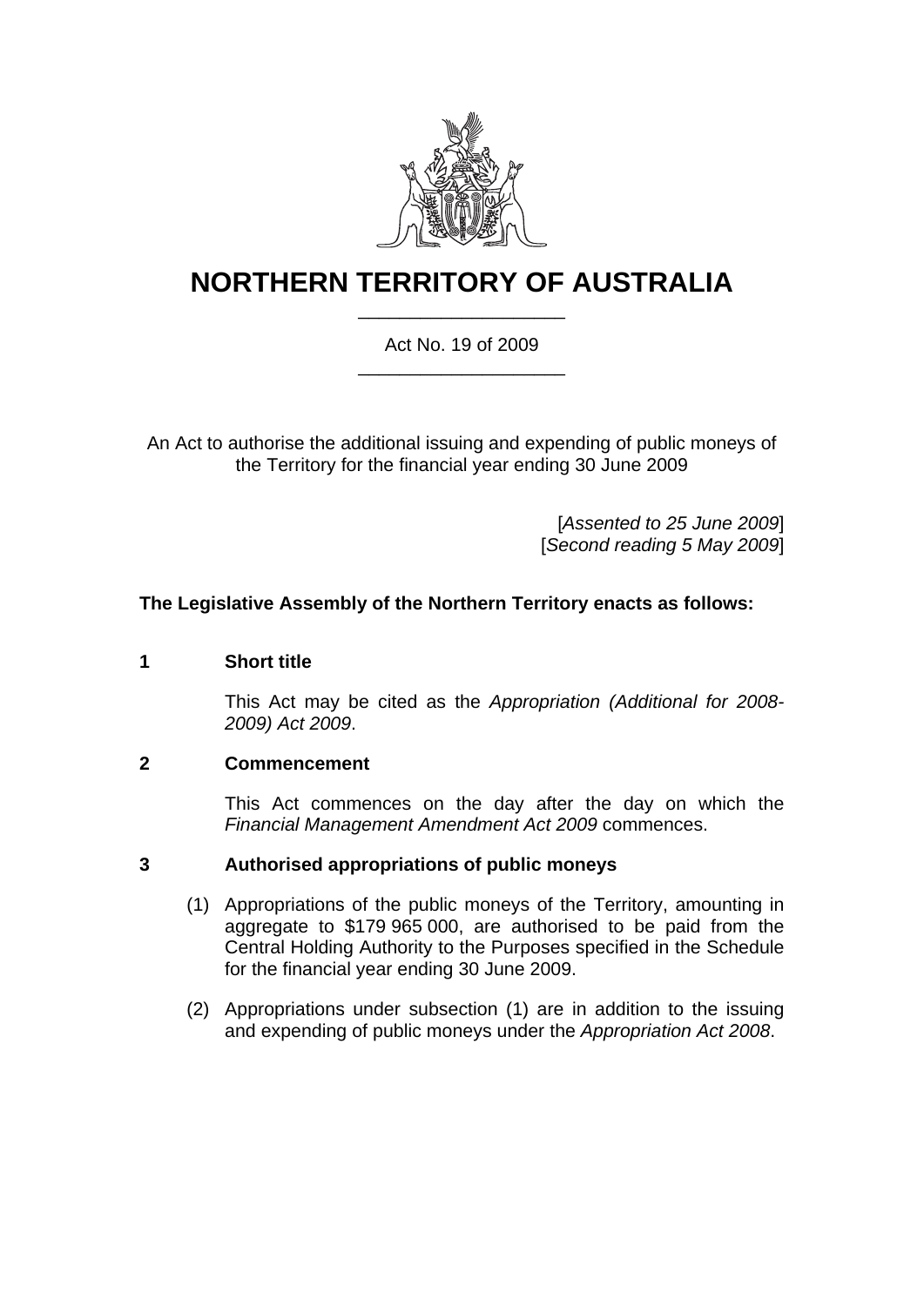# NORTHERN TERRITORY OF AUSTRALIA

Act No. 19 of 2009

An Act to authorise the additional issuing and expending of public moneys of the Territory for the financial year ending 30 June 2009

[*Assented to 25 June 2009*]
[*Second reading 5 May 2009*]

**The Legislative Assembly of the Northern Territory enacts as follows:**

## 1 Short title

This Act may be cited as the *Appropriation (Additional for 2008-2009) Act 2009*.

## 2 Commencement

This Act commences on the day after the day on which the *Financial Management Amendment Act 2009* commences.

## 3 Authorised appropriations of public moneys

(1) Appropriations of the public moneys of the Territory, amounting in aggregate to $179 965 000, are authorised to be paid from the Central Holding Authority to the Purposes specified in the Schedule for the financial year ending 30 June 2009.

(2) Appropriations under subsection (1) are in addition to the issuing and expending of public moneys under the *Appropriation Act 2008*.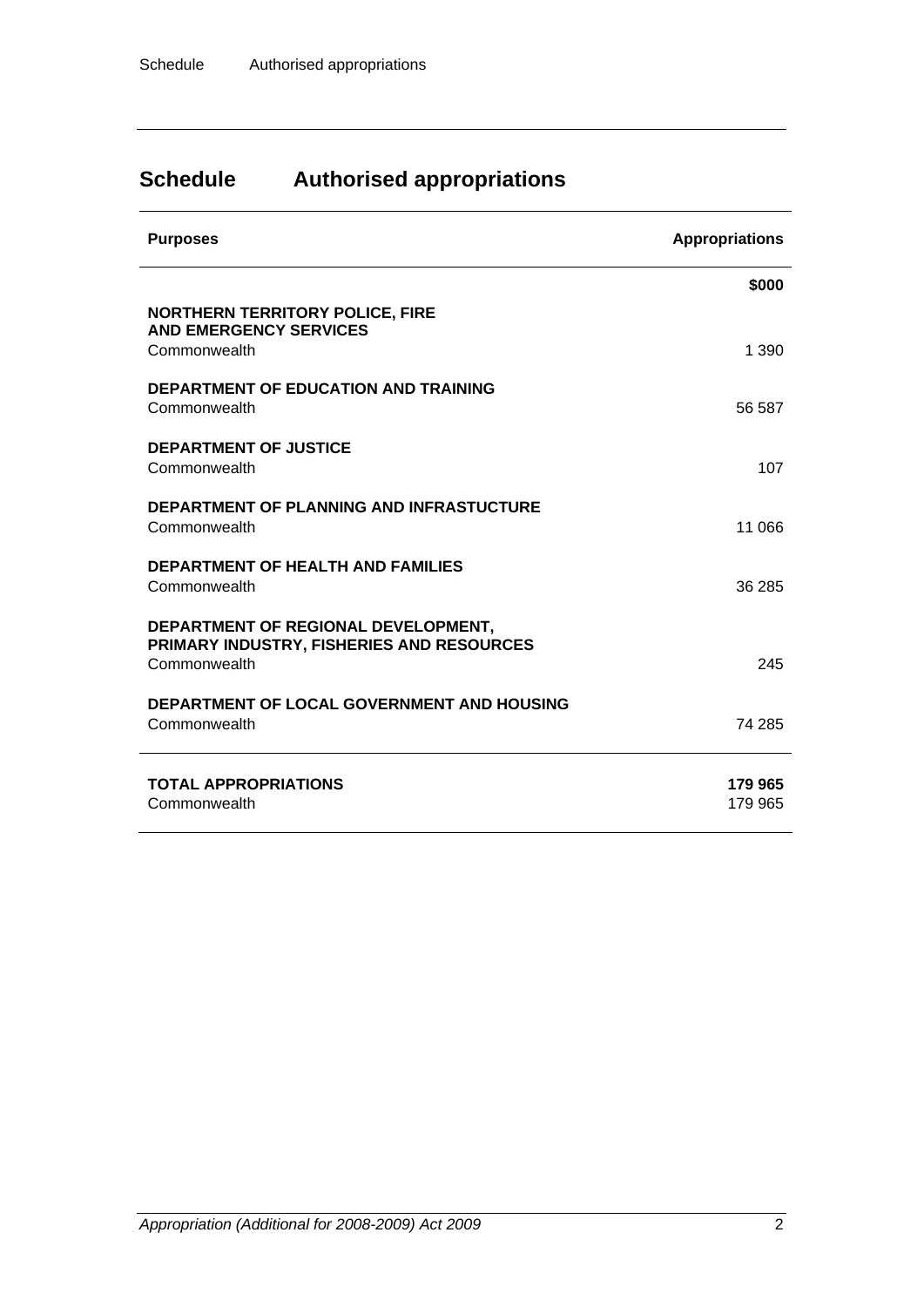# Schedule Authorised appropriations

| Purposes | Appropriations |
|---|---|
| | **\$000** |
| **NORTHERN TERRITORY POLICE, FIRE AND EMERGENCY SERVICES** | |
| Commonwealth | 1 390 |
| **DEPARTMENT OF EDUCATION AND TRAINING** | |
| Commonwealth | 56 587 |
| **DEPARTMENT OF JUSTICE** | |
| Commonwealth | 107 |
| **DEPARTMENT OF PLANNING AND INFRASTUCTURE** | |
| Commonwealth | 11 066 |
| **DEPARTMENT OF HEALTH AND FAMILIES** | |
| Commonwealth | 36 285 |
| **DEPARTMENT OF REGIONAL DEVELOPMENT, PRIMARY INDUSTRY, FISHERIES AND RESOURCES** | |
| Commonwealth | 245 |
| **DEPARTMENT OF LOCAL GOVERNMENT AND HOUSING** | |
| Commonwealth | 74 285 |
| **TOTAL APPROPRIATIONS** | **179 965** |
| Commonwealth | 179 965 |